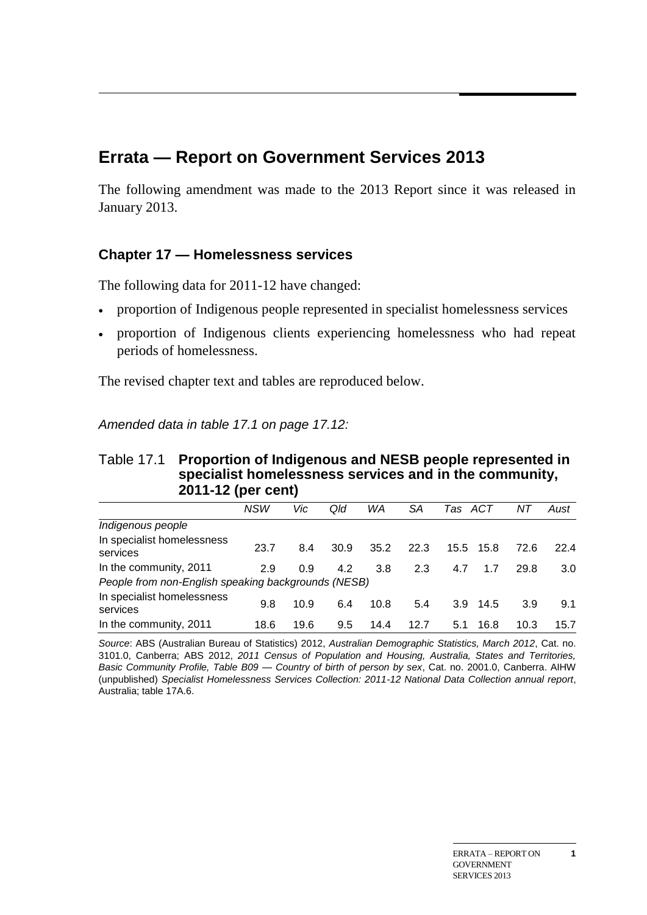# Errata — Report on Government Services 2013

The following amendment was made to the 2013 Report since it was released in January 2013.

## Chapter 17 — Homelessness services

The following data for 2011-12 have changed:

- proportion of Indigenous people represented in specialist homelessness services
- proportion of Indigenous clients experiencing homelessness who had repeat periods of homelessness.

The revised chapter text and tables are reproduced below.

*Amended data in table 17.1 on page 17.12:*

Table 17.1 **Proportion of Indigenous and NESB people represented in specialist homelessness services and in the community, 2011-12 (per cent)**

| | *NSW* | *Vic* | *Qld* | *WA* | *SA* | *Tas* | *ACT* | *NT* | *Aust* |
|---|---|---|---|---|---|---|---|---|---|
| *Indigenous people* | | | | | | | | | |
| In specialist homelessness services | 23.7 | 8.4 | 30.9 | 35.2 | 22.3 | 15.5 | 15.8 | 72.6 | 22.4 |
| In the community, 2011 | 2.9 | 0.9 | 4.2 | 3.8 | 2.3 | 4.7 | 1.7 | 29.8 | 3.0 |
| *People from non-English speaking backgrounds (NESB)* | | | | | | | | | |
| In specialist homelessness services | 9.8 | 10.9 | 6.4 | 10.8 | 5.4 | 3.9 | 14.5 | 3.9 | 9.1 |
| In the community, 2011 | 18.6 | 19.6 | 9.5 | 14.4 | 12.7 | 5.1 | 16.8 | 10.3 | 15.7 |

*Source*: ABS (Australian Bureau of Statistics) 2012, *Australian Demographic Statistics, March 2012*, Cat. no. 3101.0, Canberra; ABS 2012, *2011 Census of Population and Housing, Australia, States and Territories, Basic Community Profile, Table B09 — Country of birth of person by sex*, Cat. no. 2001.0, Canberra. AIHW (unpublished) *Specialist Homelessness Services Collection: 2011-12 National Data Collection annual report*, Australia; table 17A.6.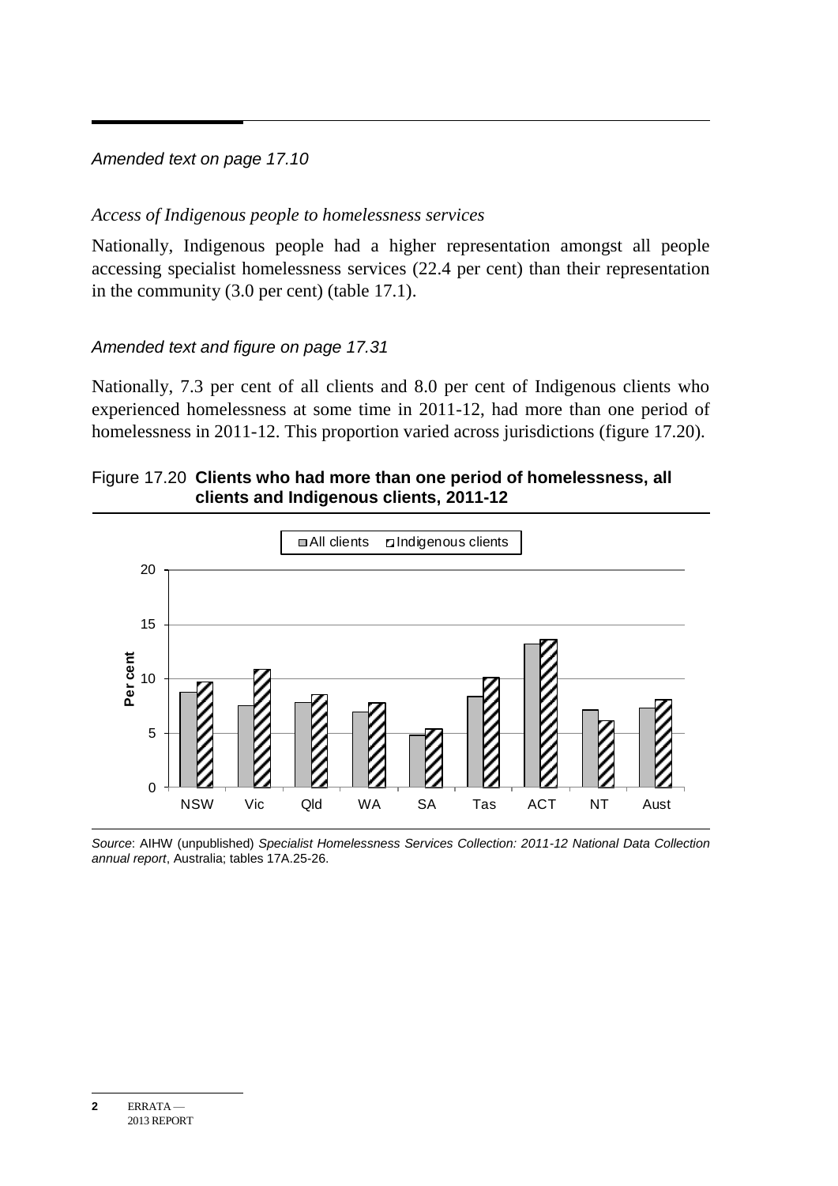*Amended text on page 17.10*

*Access of Indigenous people to homelessness services*

Nationally, Indigenous people had a higher representation amongst all people accessing specialist homelessness services (22.4 per cent) than their representation in the community (3.0 per cent) (table 17.1).

*Amended text and figure on page 17.31*

Nationally, 7.3 per cent of all clients and 8.0 per cent of Indigenous clients who experienced homelessness at some time in 2011-12, had more than one period of homelessness in 2011-12. This proportion varied across jurisdictions (figure 17.20).

Figure 17.20 **Clients who had more than one period of homelessness, all clients and Indigenous clients, 2011-12**

All clients
Indigenous clients

Per cent

0
5
10
15
20

NSW Vic Qld WA SA Tas ACT NT Aust

*Source*: AIHW (unpublished) *Specialist Homelessness Services Collection: 2011-12 National Data Collection annual report*, Australia; tables 17A.25-26.